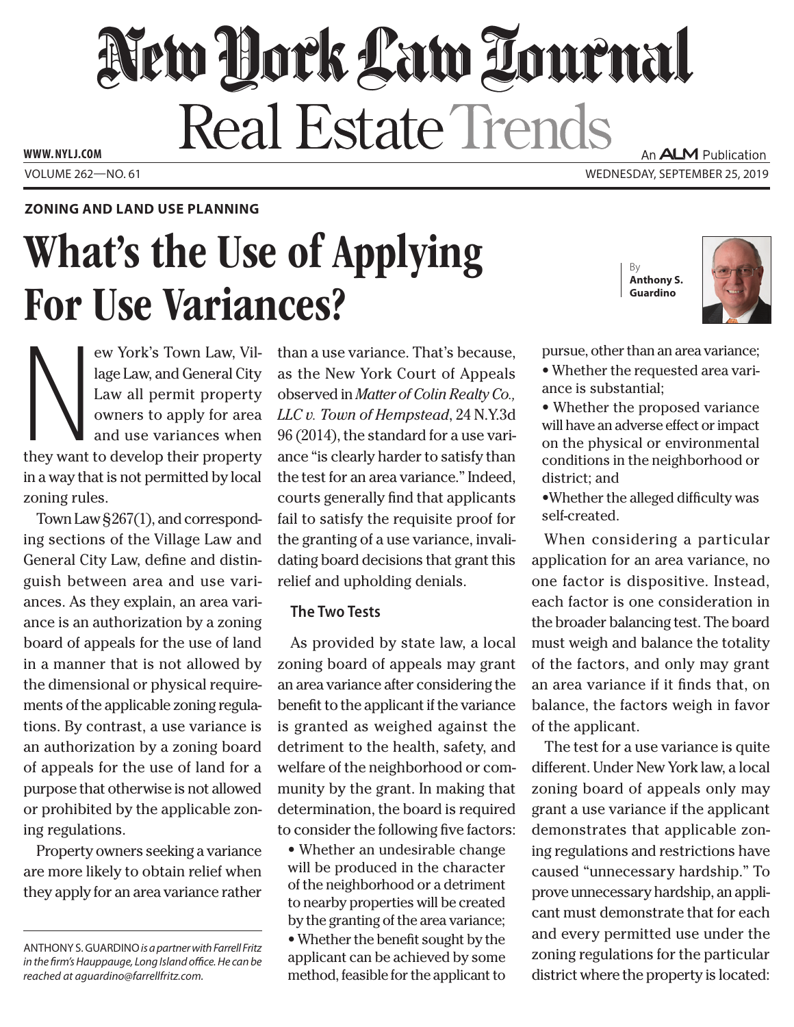ZONING AND LAND USE PLANNING

# What's the Use of Applying For Use Variances?

By **Anthony S. Guardino**

New York's Town Law, Village Law, and General City Law all permit property owners to apply for area and use variances when they want to develop their property in a way that is not permitted by local zoning rules.

Town Law §267(1), and corresponding sections of the Village Law and General City Law, define and distinguish between area and use variances. As they explain, an area variance is an authorization by a zoning board of appeals for the use of land in a manner that is not allowed by the dimensional or physical requirements of the applicable zoning regulations. By contrast, a use variance is an authorization by a zoning board of appeals for the use of land for a purpose that otherwise is not allowed or prohibited by the applicable zoning regulations.

Property owners seeking a variance are more likely to obtain relief when they apply for an area variance rather than a use variance. That's because, as the New York Court of Appeals observed in *Matter of Colin Realty Co., LLC v. Town of Hempstead*, 24 N.Y.3d 96 (2014), the standard for a use variance "is clearly harder to satisfy than the test for an area variance." Indeed, courts generally find that applicants fail to satisfy the requisite proof for the granting of a use variance, invalidating board decisions that grant this relief and upholding denials.

## The Two Tests

As provided by state law, a local zoning board of appeals may grant an area variance after considering the benefit to the applicant if the variance is granted as weighed against the detriment to the health, safety, and welfare of the neighborhood or community by the grant. In making that determination, the board is required to consider the following five factors:

- Whether an undesirable change will be produced in the character of the neighborhood or a detriment to nearby properties will be created by the granting of the area variance;
- Whether the benefit sought by the applicant can be achieved by some method, feasible for the applicant to pursue, other than an area variance;
- Whether the requested area variance is substantial;
- Whether the proposed variance will have an adverse effect or impact on the physical or environmental conditions in the neighborhood or district; and
- Whether the alleged difficulty was self-created.

When considering a particular application for an area variance, no one factor is dispositive. Instead, each factor is one consideration in the broader balancing test. The board must weigh and balance the totality of the factors, and only may grant an area variance if it finds that, on balance, the factors weigh in favor of the applicant.

The test for a use variance is quite different. Under New York law, a local zoning board of appeals only may grant a use variance if the applicant demonstrates that applicable zoning regulations and restrictions have caused "unnecessary hardship." To prove unnecessary hardship, an applicant must demonstrate that for each and every permitted use under the zoning regulations for the particular district where the property is located:

---

ANTHONY S. GUARDINO *is a partner with Farrell Fritz in the firm's Hauppauge, Long Island office. He can be reached at aguardino@farrellfritz.com.*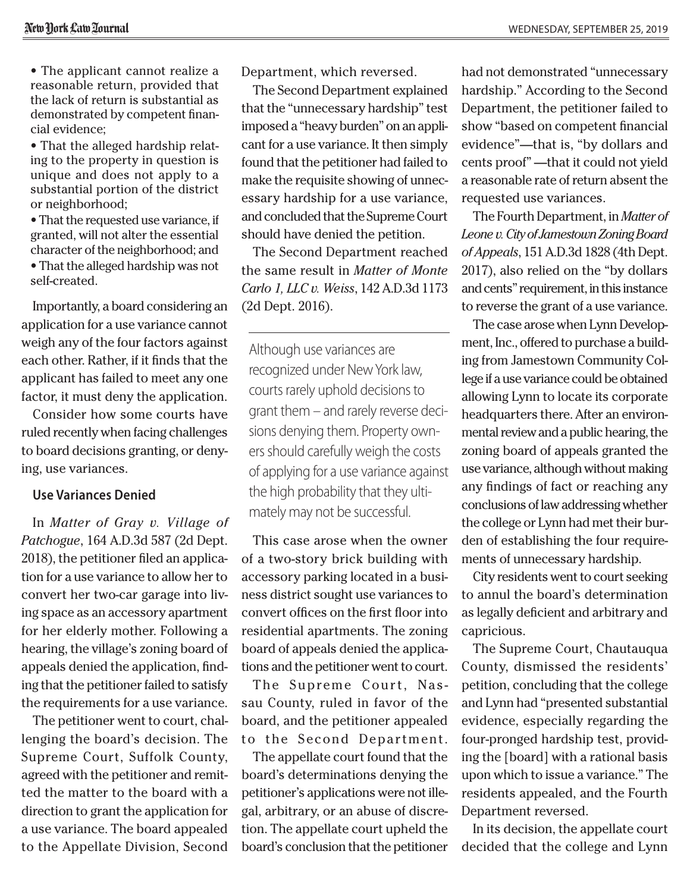- The applicant cannot realize a reasonable return, provided that the lack of return is substantial as demonstrated by competent financial evidence;
- That the alleged hardship relating to the property in question is unique and does not apply to a substantial portion of the district or neighborhood;
- That the requested use variance, if granted, will not alter the essential character of the neighborhood; and
- That the alleged hardship was not self-created.

Importantly, a board considering an application for a use variance cannot weigh any of the four factors against each other. Rather, if it finds that the applicant has failed to meet any one factor, it must deny the application.

Consider how some courts have ruled recently when facing challenges to board decisions granting, or denying, use variances.

### Use Variances Denied

In *Matter of Gray v. Village of Patchogue*, 164 A.D.3d 587 (2d Dept. 2018), the petitioner filed an application for a use variance to allow her to convert her two-car garage into living space as an accessory apartment for her elderly mother. Following a hearing, the village's zoning board of appeals denied the application, finding that the petitioner failed to satisfy the requirements for a use variance.

The petitioner went to court, challenging the board's decision. The Supreme Court, Suffolk County, agreed with the petitioner and remitted the matter to the board with a direction to grant the application for a use variance. The board appealed to the Appellate Division, Second Department, which reversed.

The Second Department explained that the "unnecessary hardship" test imposed a "heavy burden" on an applicant for a use variance. It then simply found that the petitioner had failed to make the requisite showing of unnecessary hardship for a use variance, and concluded that the Supreme Court should have denied the petition.

The Second Department reached the same result in *Matter of Monte Carlo 1, LLC v. Weiss*, 142 A.D.3d 1173 (2d Dept. 2016).

> Although use variances are recognized under New York law, courts rarely uphold decisions to grant them – and rarely reverse decisions denying them. Property owners should carefully weigh the costs of applying for a use variance against the high probability that they ultimately may not be successful.

This case arose when the owner of a two-story brick building with accessory parking located in a business district sought use variances to convert offices on the first floor into residential apartments. The zoning board of appeals denied the applications and the petitioner went to court.

The Supreme Court, Nassau County, ruled in favor of the board, and the petitioner appealed to the Second Department.

The appellate court found that the board's determinations denying the petitioner's applications were not illegal, arbitrary, or an abuse of discretion. The appellate court upheld the board's conclusion that the petitioner had not demonstrated "unnecessary hardship." According to the Second Department, the petitioner failed to show "based on competent financial evidence"—that is, "by dollars and cents proof" —that it could not yield a reasonable rate of return absent the requested use variances.

The Fourth Department, in *Matter of Leone v. City of Jamestown Zoning Board of Appeals*, 151 A.D.3d 1828 (4th Dept. 2017), also relied on the "by dollars and cents" requirement, in this instance to reverse the grant of a use variance.

The case arose when Lynn Development, Inc., offered to purchase a building from Jamestown Community College if a use variance could be obtained allowing Lynn to locate its corporate headquarters there. After an environmental review and a public hearing, the zoning board of appeals granted the use variance, although without making any findings of fact or reaching any conclusions of law addressing whether the college or Lynn had met their burden of establishing the four requirements of unnecessary hardship.

City residents went to court seeking to annul the board's determination as legally deficient and arbitrary and capricious.

The Supreme Court, Chautauqua County, dismissed the residents' petition, concluding that the college and Lynn had "presented substantial evidence, especially regarding the four-pronged hardship test, providing the [board] with a rational basis upon which to issue a variance." The residents appealed, and the Fourth Department reversed.

In its decision, the appellate court decided that the college and Lynn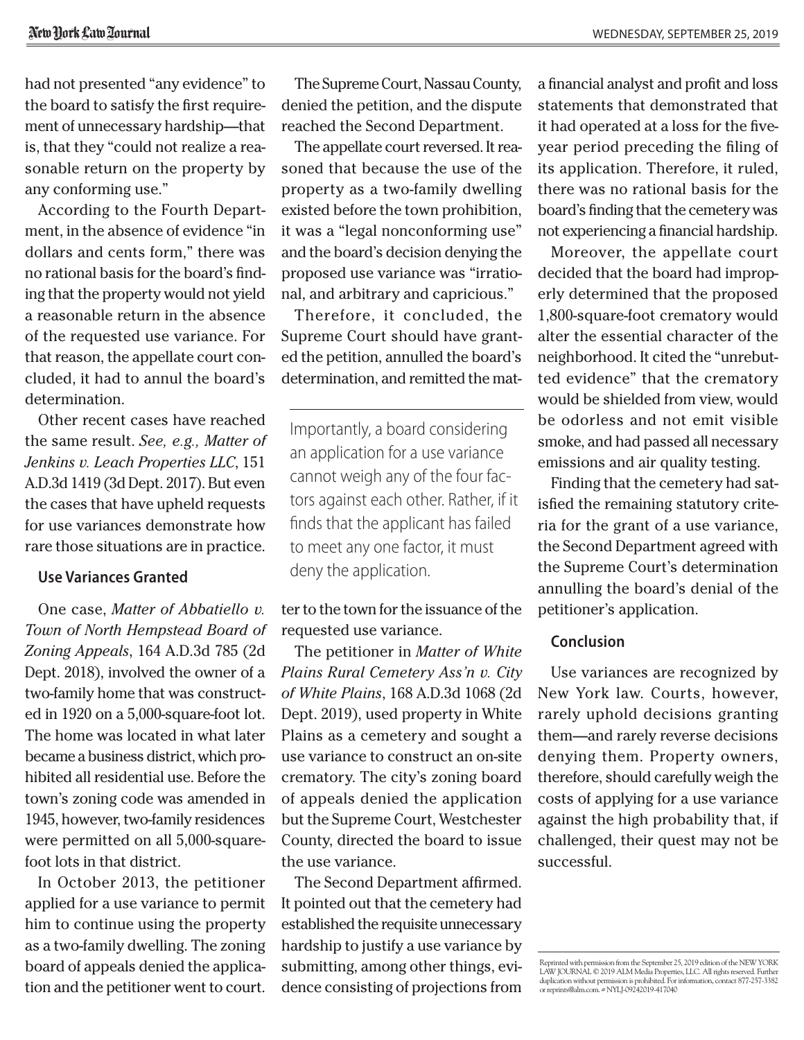had not presented "any evidence" to the board to satisfy the first requirement of unnecessary hardship—that is, that they "could not realize a reasonable return on the property by any conforming use."

According to the Fourth Department, in the absence of evidence "in dollars and cents form," there was no rational basis for the board's finding that the property would not yield a reasonable return in the absence of the requested use variance. For that reason, the appellate court concluded, it had to annul the board's determination.

Other recent cases have reached the same result. *See, e.g., Matter of Jenkins v. Leach Properties LLC*, 151 A.D.3d 1419 (3d Dept. 2017). But even the cases that have upheld requests for use variances demonstrate how rare those situations are in practice.

### Use Variances Granted

One case, *Matter of Abbatiello v. Town of North Hempstead Board of Zoning Appeals*, 164 A.D.3d 785 (2d Dept. 2018), involved the owner of a two-family home that was constructed in 1920 on a 5,000-square-foot lot. The home was located in what later became a business district, which prohibited all residential use. Before the town's zoning code was amended in 1945, however, two-family residences were permitted on all 5,000-square-foot lots in that district.

In October 2013, the petitioner applied for a use variance to permit him to continue using the property as a two-family dwelling. The zoning board of appeals denied the application and the petitioner went to court.

The Supreme Court, Nassau County, denied the petition, and the dispute reached the Second Department.

The appellate court reversed. It reasoned that because the use of the property as a two-family dwelling existed before the town prohibition, it was a "legal nonconforming use" and the board's decision denying the proposed use variance was "irrational, and arbitrary and capricious."

Therefore, it concluded, the Supreme Court should have granted the petition, annulled the board's determination, and remitted the matter to the town for the issuance of the requested use variance.

> Importantly, a board considering an application for a use variance cannot weigh any of the four factors against each other. Rather, if it finds that the applicant has failed to meet any one factor, it must deny the application.

The petitioner in *Matter of White Plains Rural Cemetery Ass'n v. City of White Plains*, 168 A.D.3d 1068 (2d Dept. 2019), used property in White Plains as a cemetery and sought a use variance to construct an on-site crematory. The city's zoning board of appeals denied the application but the Supreme Court, Westchester County, directed the board to issue the use variance.

The Second Department affirmed. It pointed out that the cemetery had established the requisite unnecessary hardship to justify a use variance by submitting, among other things, evidence consisting of projections from a financial analyst and profit and loss statements that demonstrated that it had operated at a loss for the five-year period preceding the filing of its application. Therefore, it ruled, there was no rational basis for the board's finding that the cemetery was not experiencing a financial hardship.

Moreover, the appellate court decided that the board had improperly determined that the proposed 1,800-square-foot crematory would alter the essential character of the neighborhood. It cited the "unrebutted evidence" that the crematory would be shielded from view, would be odorless and not emit visible smoke, and had passed all necessary emissions and air quality testing.

Finding that the cemetery had satisfied the remaining statutory criteria for the grant of a use variance, the Second Department agreed with the Supreme Court's determination annulling the board's denial of the petitioner's application.

### Conclusion

Use variances are recognized by New York law. Courts, however, rarely uphold decisions granting them—and rarely reverse decisions denying them. Property owners, therefore, should carefully weigh the costs of applying for a use variance against the high probability that, if challenged, their quest may not be successful.

Reprinted with permission from the September 25, 2019 edition of the NEW YORK LAW JOURNAL © 2019 ALM Media Properties, LLC. All rights reserved. Further duplication without permission is prohibited. For information, contact 877-257-3382 or reprints@alm.com. # NYLJ-09242019-417040